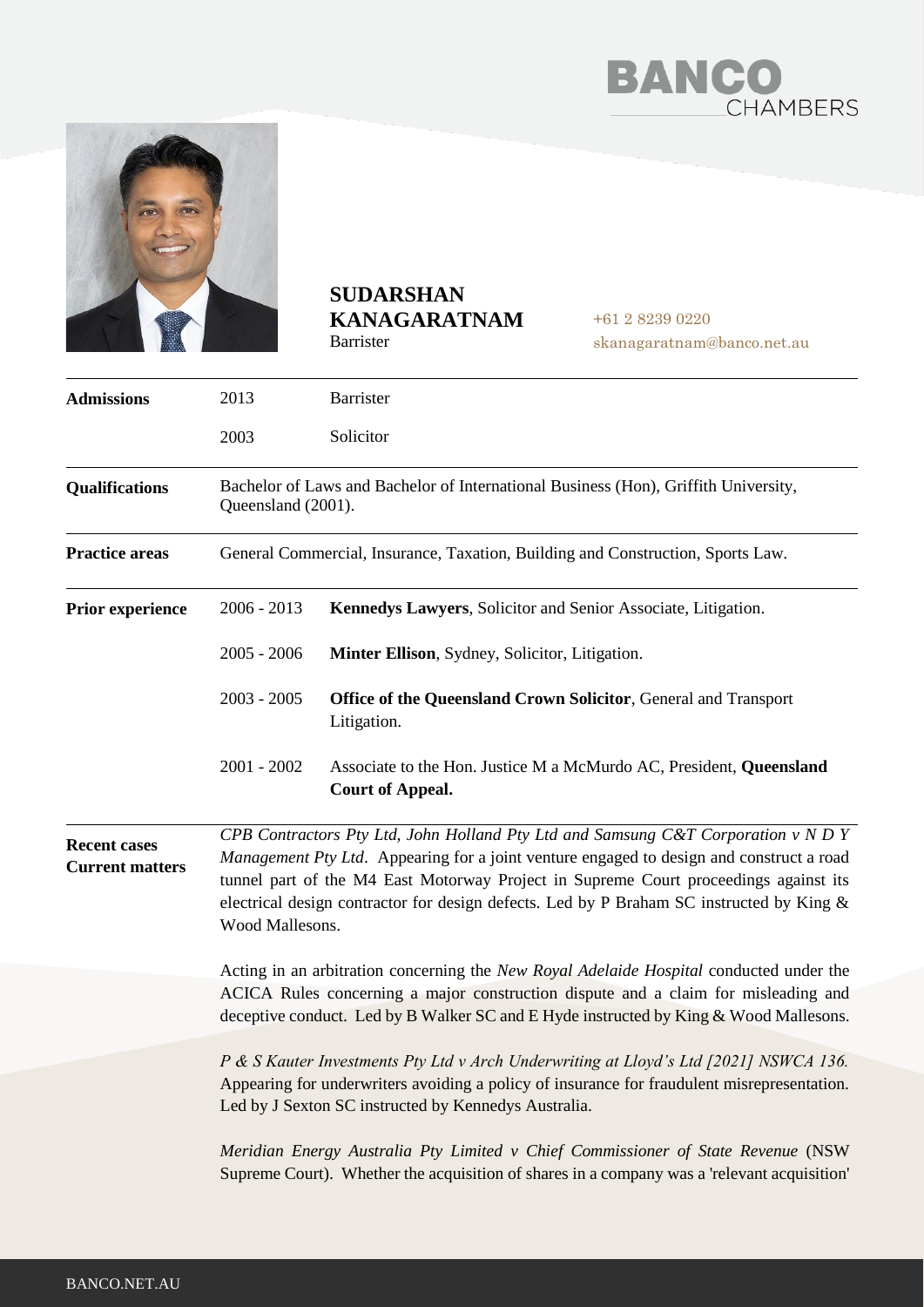# SUDARSHAN KANAGARATNAM

Barrister

+61 2 8239 0220
skanagaratnam@banco.net.au

| | | |
|---|---|---|
| **Admissions** | 2013 | Barrister |
| | 2003 | Solicitor |
| **Qualifications** | Bachelor of Laws and Bachelor of International Business (Hon), Griffith University, Queensland (2001). | |
| **Practice areas** | General Commercial, Insurance, Taxation, Building and Construction, Sports Law. | |
| **Prior experience** | 2006 - 2013 | **Kennedys Lawyers**, Solicitor and Senior Associate, Litigation. |
| | 2005 - 2006 | **Minter Ellison**, Sydney, Solicitor, Litigation. |
| | 2003 - 2005 | **Office of the Queensland Crown Solicitor**, General and Transport Litigation. |
| | 2001 - 2002 | Associate to the Hon. Justice M a McMurdo AC, President, **Queensland Court of Appeal.** |

**Recent cases**
**Current matters**

*CPB Contractors Pty Ltd, John Holland Pty Ltd and Samsung C&T Corporation v N D Y Management Pty Ltd*. Appearing for a joint venture engaged to design and construct a road tunnel part of the M4 East Motorway Project in Supreme Court proceedings against its electrical design contractor for design defects. Led by P Braham SC instructed by King & Wood Mallesons.

Acting in an arbitration concerning the *New Royal Adelaide Hospital* conducted under the ACICA Rules concerning a major construction dispute and a claim for misleading and deceptive conduct. Led by B Walker SC and E Hyde instructed by King & Wood Mallesons.

*P & S Kauter Investments Pty Ltd v Arch Underwriting at Lloyd's Ltd [2021] NSWCA 136.* Appearing for underwriters avoiding a policy of insurance for fraudulent misrepresentation. Led by J Sexton SC instructed by Kennedys Australia.

*Meridian Energy Australia Pty Limited v Chief Commissioner of State Revenue* (NSW Supreme Court). Whether the acquisition of shares in a company was a 'relevant acquisition'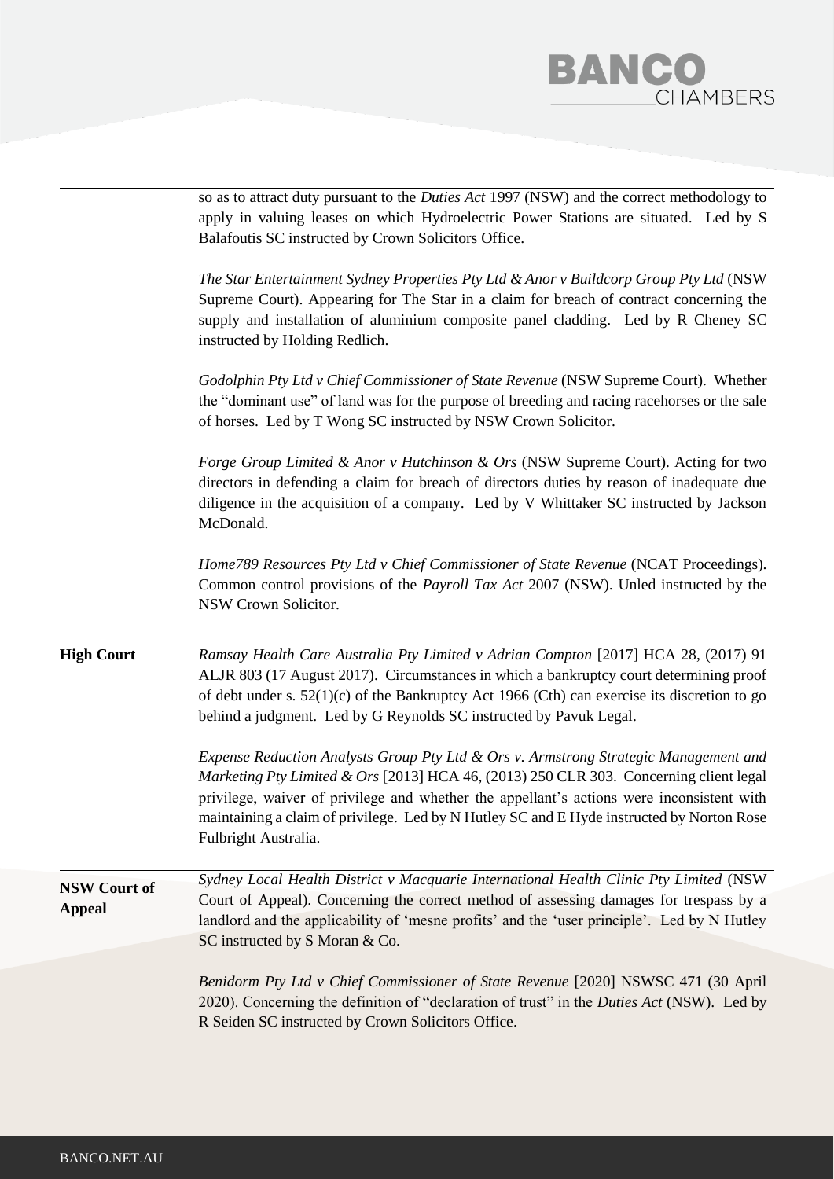so as to attract duty pursuant to the *Duties Act* 1997 (NSW) and the correct methodology to apply in valuing leases on which Hydroelectric Power Stations are situated. Led by S Balafoutis SC instructed by Crown Solicitors Office.

*The Star Entertainment Sydney Properties Pty Ltd & Anor v Buildcorp Group Pty Ltd* (NSW Supreme Court). Appearing for The Star in a claim for breach of contract concerning the supply and installation of aluminium composite panel cladding. Led by R Cheney SC instructed by Holding Redlich.

*Godolphin Pty Ltd v Chief Commissioner of State Revenue* (NSW Supreme Court). Whether the "dominant use" of land was for the purpose of breeding and racing racehorses or the sale of horses. Led by T Wong SC instructed by NSW Crown Solicitor.

*Forge Group Limited & Anor v Hutchinson & Ors* (NSW Supreme Court). Acting for two directors in defending a claim for breach of directors duties by reason of inadequate due diligence in the acquisition of a company. Led by V Whittaker SC instructed by Jackson McDonald.

*Home789 Resources Pty Ltd v Chief Commissioner of State Revenue* (NCAT Proceedings). Common control provisions of the *Payroll Tax Act* 2007 (NSW). Unled instructed by the NSW Crown Solicitor.

**High Court**

*Ramsay Health Care Australia Pty Limited v Adrian Compton* [2017] HCA 28, (2017) 91 ALJR 803 (17 August 2017). Circumstances in which a bankruptcy court determining proof of debt under s. 52(1)(c) of the Bankruptcy Act 1966 (Cth) can exercise its discretion to go behind a judgment. Led by G Reynolds SC instructed by Pavuk Legal.

*Expense Reduction Analysts Group Pty Ltd & Ors v. Armstrong Strategic Management and Marketing Pty Limited & Ors* [2013] HCA 46, (2013) 250 CLR 303. Concerning client legal privilege, waiver of privilege and whether the appellant's actions were inconsistent with maintaining a claim of privilege. Led by N Hutley SC and E Hyde instructed by Norton Rose Fulbright Australia.

**NSW Court of Appeal**

*Sydney Local Health District v Macquarie International Health Clinic Pty Limited* (NSW Court of Appeal). Concerning the correct method of assessing damages for trespass by a landlord and the applicability of 'mesne profits' and the 'user principle'. Led by N Hutley SC instructed by S Moran & Co.

*Benidorm Pty Ltd v Chief Commissioner of State Revenue* [2020] NSWSC 471 (30 April 2020). Concerning the definition of "declaration of trust" in the *Duties Act* (NSW). Led by R Seiden SC instructed by Crown Solicitors Office.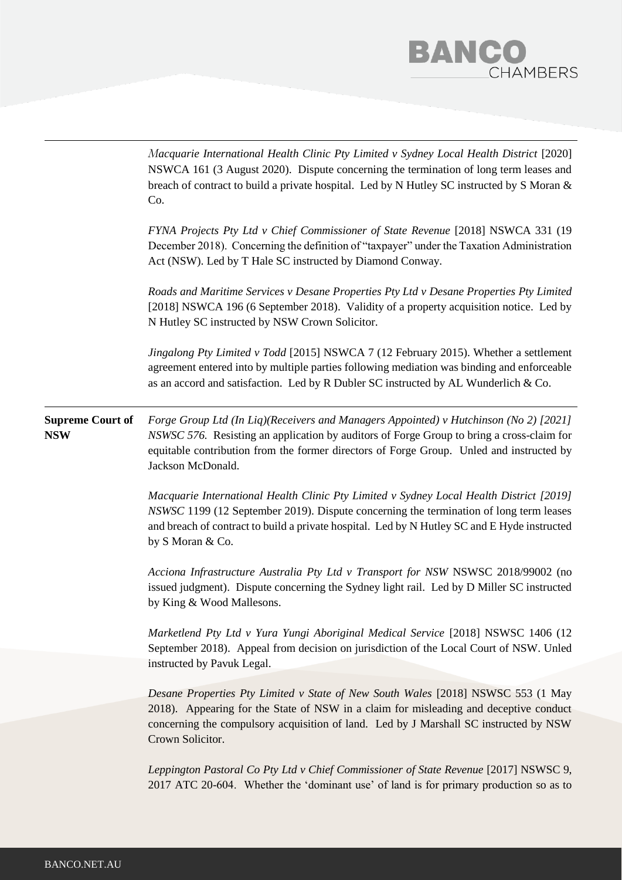| | |
|---|---|
| | *Macquarie International Health Clinic Pty Limited v Sydney Local Health District* [2020] NSWCA 161 (3 August 2020). Dispute concerning the termination of long term leases and breach of contract to build a private hospital. Led by N Hutley SC instructed by S Moran & Co.<br><br>*FYNA Projects Pty Ltd v Chief Commissioner of State Revenue* [2018] NSWCA 331 (19 December 2018). Concerning the definition of "taxpayer" under the Taxation Administration Act (NSW). Led by T Hale SC instructed by Diamond Conway.<br><br>*Roads and Maritime Services v Desane Properties Pty Ltd v Desane Properties Pty Limited* [2018] NSWCA 196 (6 September 2018). Validity of a property acquisition notice. Led by N Hutley SC instructed by NSW Crown Solicitor.<br><br>*Jingalong Pty Limited v Todd* [2015] NSWCA 7 (12 February 2015). Whether a settlement agreement entered into by multiple parties following mediation was binding and enforceable as an accord and satisfaction. Led by R Dubler SC instructed by AL Wunderlich & Co. |
| **Supreme Court of NSW** | *Forge Group Ltd (In Liq)(Receivers and Managers Appointed) v Hutchinson (No 2) [2021] NSWSC 576.* Resisting an application by auditors of Forge Group to bring a cross-claim for equitable contribution from the former directors of Forge Group. Unled and instructed by Jackson McDonald.<br><br>*Macquarie International Health Clinic Pty Limited v Sydney Local Health District [2019] NSWSC* 1199 (12 September 2019). Dispute concerning the termination of long term leases and breach of contract to build a private hospital. Led by N Hutley SC and E Hyde instructed by S Moran & Co.<br><br>*Acciona Infrastructure Australia Pty Ltd v Transport for NSW* NSWSC 2018/99002 (no issued judgment). Dispute concerning the Sydney light rail. Led by D Miller SC instructed by King & Wood Mallesons.<br><br>*Marketlend Pty Ltd v Yura Yungi Aboriginal Medical Service* [2018] NSWSC 1406 (12 September 2018). Appeal from decision on jurisdiction of the Local Court of NSW. Unled instructed by Pavuk Legal.<br><br>*Desane Properties Pty Limited v State of New South Wales* [2018] NSWSC 553 (1 May 2018). Appearing for the State of NSW in a claim for misleading and deceptive conduct concerning the compulsory acquisition of land. Led by J Marshall SC instructed by NSW Crown Solicitor.<br><br>*Leppington Pastoral Co Pty Ltd v Chief Commissioner of State Revenue* [2017] NSWSC 9, 2017 ATC 20-604. Whether the 'dominant use' of land is for primary production so as to |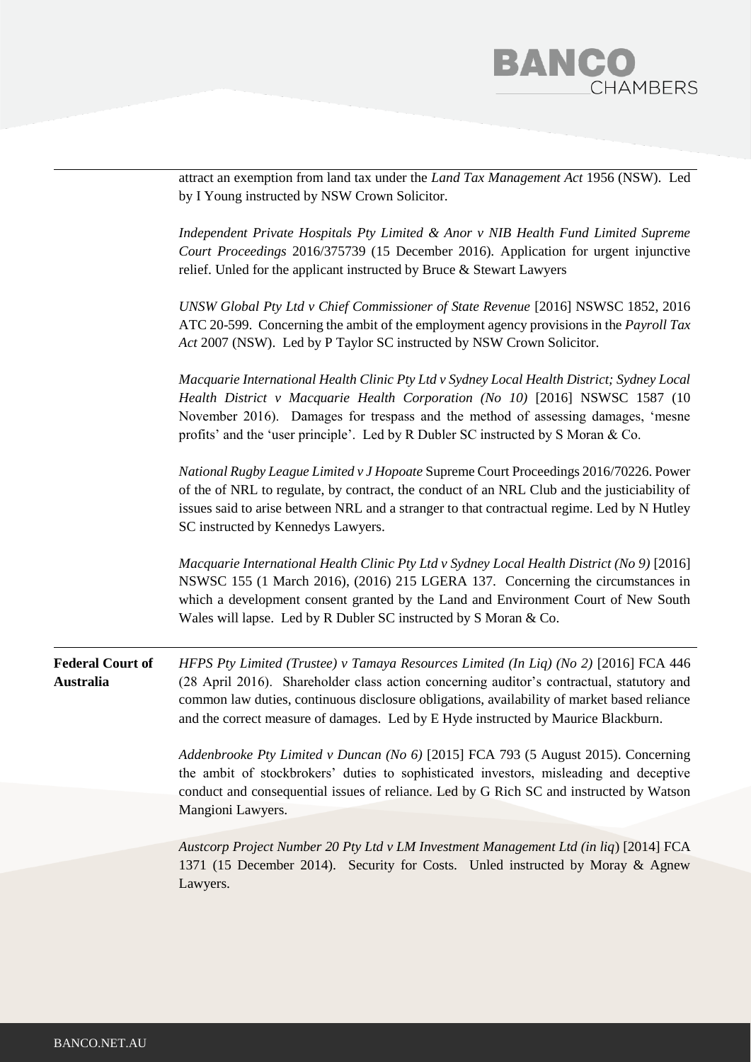attract an exemption from land tax under the *Land Tax Management Act* 1956 (NSW). Led by I Young instructed by NSW Crown Solicitor.

*Independent Private Hospitals Pty Limited & Anor v NIB Health Fund Limited Supreme Court Proceedings* 2016/375739 (15 December 2016). Application for urgent injunctive relief. Unled for the applicant instructed by Bruce & Stewart Lawyers

*UNSW Global Pty Ltd v Chief Commissioner of State Revenue* [2016] NSWSC 1852, 2016 ATC 20-599. Concerning the ambit of the employment agency provisions in the *Payroll Tax Act* 2007 (NSW). Led by P Taylor SC instructed by NSW Crown Solicitor.

*Macquarie International Health Clinic Pty Ltd v Sydney Local Health District; Sydney Local Health District v Macquarie Health Corporation (No 10)* [2016] NSWSC 1587 (10 November 2016). Damages for trespass and the method of assessing damages, 'mesne profits' and the 'user principle'. Led by R Dubler SC instructed by S Moran & Co.

*National Rugby League Limited v J Hopoate* Supreme Court Proceedings 2016/70226. Power of the of NRL to regulate, by contract, the conduct of an NRL Club and the justiciability of issues said to arise between NRL and a stranger to that contractual regime. Led by N Hutley SC instructed by Kennedys Lawyers.

*Macquarie International Health Clinic Pty Ltd v Sydney Local Health District (No 9)* [2016] NSWSC 155 (1 March 2016), (2016) 215 LGERA 137. Concerning the circumstances in which a development consent granted by the Land and Environment Court of New South Wales will lapse. Led by R Dubler SC instructed by S Moran & Co.

**Federal Court of Australia**

*HFPS Pty Limited (Trustee) v Tamaya Resources Limited (In Liq) (No 2)* [2016] FCA 446 (28 April 2016). Shareholder class action concerning auditor's contractual, statutory and common law duties, continuous disclosure obligations, availability of market based reliance and the correct measure of damages. Led by E Hyde instructed by Maurice Blackburn.

*Addenbrooke Pty Limited v Duncan (No 6)* [2015] FCA 793 (5 August 2015). Concerning the ambit of stockbrokers' duties to sophisticated investors, misleading and deceptive conduct and consequential issues of reliance. Led by G Rich SC and instructed by Watson Mangioni Lawyers.

*Austcorp Project Number 20 Pty Ltd v LM Investment Management Ltd (in liq)* [2014] FCA 1371 (15 December 2014). Security for Costs. Unled instructed by Moray & Agnew Lawyers.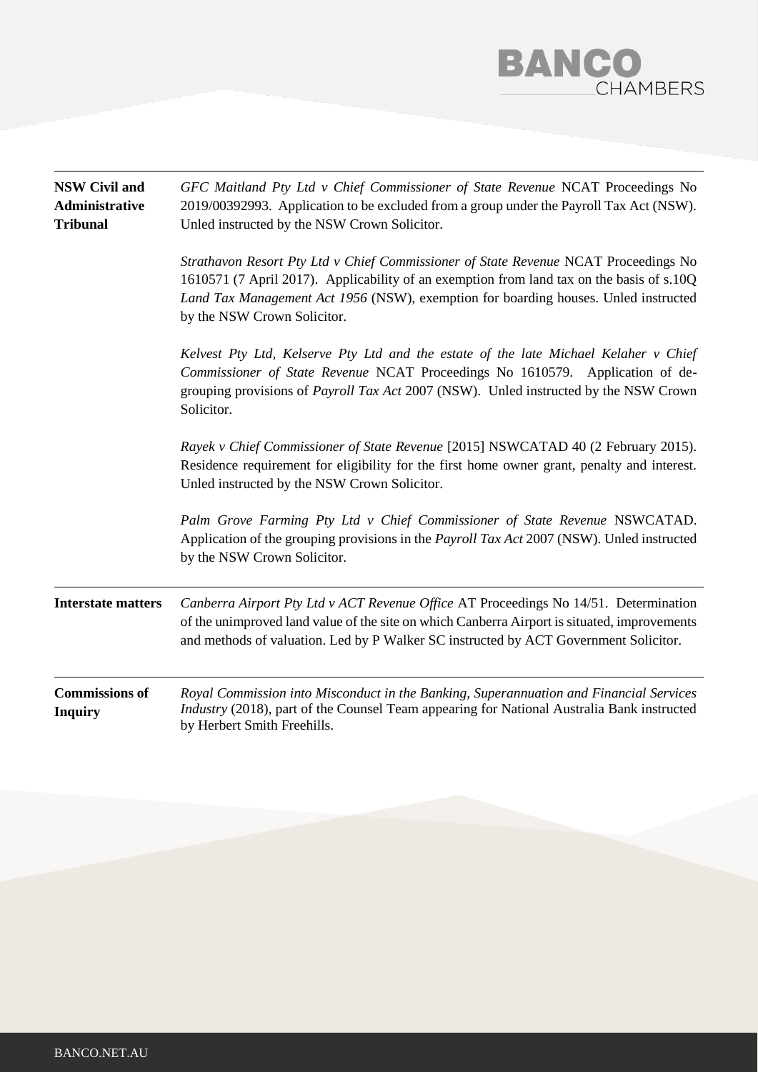| | |
|---|---|
| **NSW Civil and Administrative Tribunal** | *GFC Maitland Pty Ltd v Chief Commissioner of State Revenue* NCAT Proceedings No 2019/00392993. Application to be excluded from a group under the Payroll Tax Act (NSW). Unled instructed by the NSW Crown Solicitor.<br><br>*Strathavon Resort Pty Ltd v Chief Commissioner of State Revenue* NCAT Proceedings No 1610571 (7 April 2017). Applicability of an exemption from land tax on the basis of s.10Q *Land Tax Management Act 1956* (NSW), exemption for boarding houses. Unled instructed by the NSW Crown Solicitor.<br><br>*Kelvest Pty Ltd, Kelserve Pty Ltd and the estate of the late Michael Kelaher v Chief Commissioner of State Revenue* NCAT Proceedings No 1610579. Application of de-grouping provisions of *Payroll Tax Act* 2007 (NSW). Unled instructed by the NSW Crown Solicitor.<br><br>*Rayek v Chief Commissioner of State Revenue* [2015] NSWCATAD 40 (2 February 2015). Residence requirement for eligibility for the first home owner grant, penalty and interest. Unled instructed by the NSW Crown Solicitor.<br><br>*Palm Grove Farming Pty Ltd v Chief Commissioner of State Revenue* NSWCATAD. Application of the grouping provisions in the *Payroll Tax Act* 2007 (NSW). Unled instructed by the NSW Crown Solicitor. |
| **Interstate matters** | *Canberra Airport Pty Ltd v ACT Revenue Office* AT Proceedings No 14/51. Determination of the unimproved land value of the site on which Canberra Airport is situated, improvements and methods of valuation. Led by P Walker SC instructed by ACT Government Solicitor. |
| **Commissions of Inquiry** | *Royal Commission into Misconduct in the Banking, Superannuation and Financial Services Industry* (2018), part of the Counsel Team appearing for National Australia Bank instructed by Herbert Smith Freehills. |